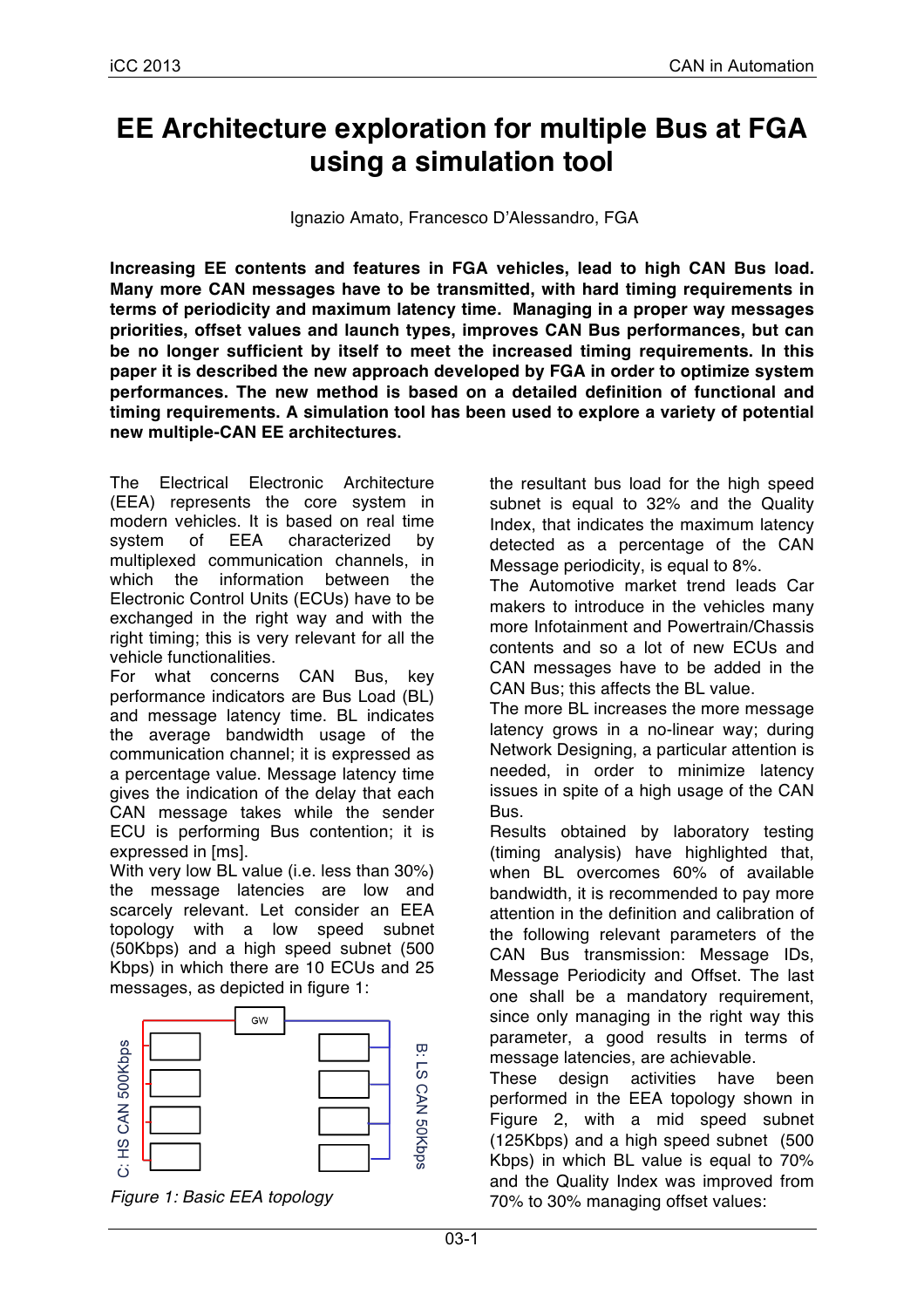# EE Architecture exploration for multiple Bus at FGA using a simulation tool

Ignazio Amato, Francesco D'Alessandro, FGA

**Increasing EE contents and features in FGA vehicles, lead to high CAN Bus load. Many more CAN messages have to be transmitted, with hard timing requirements in terms of periodicity and maximum latency time. Managing in a proper way messages priorities, offset values and launch types, improves CAN Bus performances, but can be no longer sufficient by itself to meet the increased timing requirements. In this paper it is described the new approach developed by FGA in order to optimize system performances. The new method is based on a detailed definition of functional and timing requirements. A simulation tool has been used to explore a variety of potential new multiple-CAN EE architectures.**

The Electrical Electronic Architecture (EEA) represents the core system in modern vehicles. It is based on real time system of EEA characterized by multiplexed communication channels, in which the information between the Electronic Control Units (ECUs) have to be exchanged in the right way and with the right timing; this is very relevant for all the vehicle functionalities.

For what concerns CAN Bus, key performance indicators are Bus Load (BL) and message latency time. BL indicates the average bandwidth usage of the communication channel; it is expressed as a percentage value. Message latency time gives the indication of the delay that each CAN message takes while the sender ECU is performing Bus contention; it is expressed in [ms].

With very low BL value (i.e. less than 30%) the message latencies are low and scarcely relevant. Let consider an EEA topology with a low speed subnet (50Kbps) and a high speed subnet (500 Kbps) in which there are 10 ECUs and 25 messages, as depicted in figure 1:

GW

C: HS CAN 500Kbps

B: LS CAN 50Kbps

*Figure 1: Basic EEA topology*

the resultant bus load for the high speed subnet is equal to 32% and the Quality Index, that indicates the maximum latency detected as a percentage of the CAN Message periodicity, is equal to 8%.

The Automotive market trend leads Car makers to introduce in the vehicles many more Infotainment and Powertrain/Chassis contents and so a lot of new ECUs and CAN messages have to be added in the CAN Bus; this affects the BL value.

The more BL increases the more message latency grows in a no-linear way; during Network Designing, a particular attention is needed, in order to minimize latency issues in spite of a high usage of the CAN Bus.

Results obtained by laboratory testing (timing analysis) have highlighted that, when BL overcomes 60% of available bandwidth, it is recommended to pay more attention in the definition and calibration of the following relevant parameters of the CAN Bus transmission: Message IDs, Message Periodicity and Offset. The last one shall be a mandatory requirement, since only managing in the right way this parameter, a good results in terms of message latencies, are achievable.

These design activities have been performed in the EEA topology shown in Figure 2, with a mid speed subnet (125Kbps) and a high speed subnet (500 Kbps) in which BL value is equal to 70% and the Quality Index was improved from 70% to 30% managing offset values: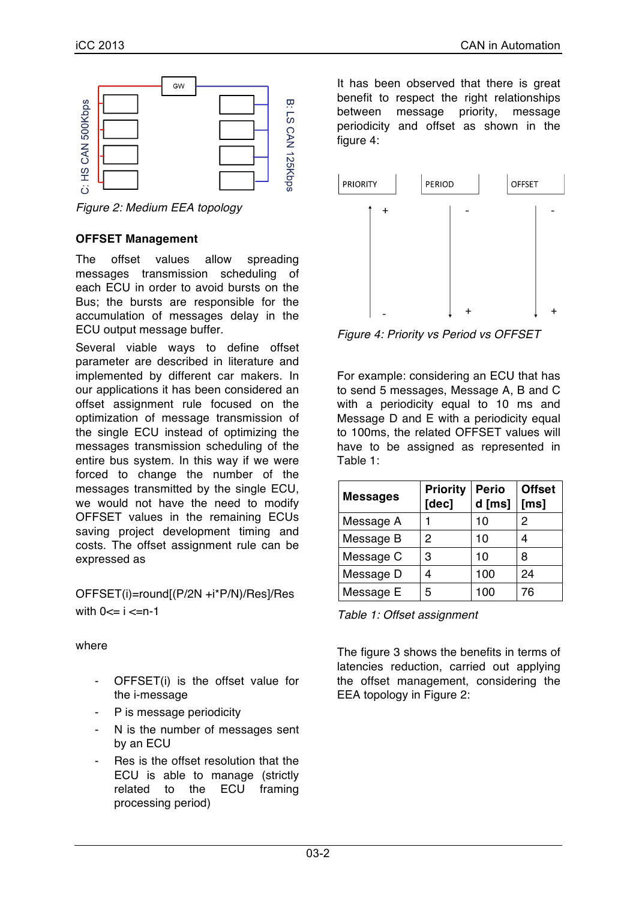Figure 2: Medium EEA topology

### OFFSET Management

The offset values allow spreading messages transmission scheduling of each ECU in order to avoid bursts on the Bus; the bursts are responsible for the accumulation of messages delay in the ECU output message buffer.

Several viable ways to define offset parameter are described in literature and implemented by different car makers. In our applications it has been considered an offset assignment rule focused on the optimization of message transmission of the single ECU instead of optimizing the messages transmission scheduling of the entire bus system. In this way if we were forced to change the number of the messages transmitted by the single ECU, we would not have the need to modify OFFSET values in the remaining ECUs saving project development timing and costs. The offset assignment rule can be expressed as

OFFSET(i)=round[(P/2N +i*P/N)/Res]/Res

with 0<= i <=n-1

where

- OFFSET(i) is the offset value for the i-message
- P is message periodicity
- N is the number of messages sent by an ECU
- Res is the offset resolution that the ECU is able to manage (strictly related to the ECU framing processing period)

It has been observed that there is great benefit to respect the right relationships between message priority, message periodicity and offset as shown in the figure 4:

Figure 4: Priority vs Period vs OFFSET

For example: considering an ECU that has to send 5 messages, Message A, B and C with a periodicity equal to 10 ms and Message D and E with a periodicity equal to 100ms, the related OFFSET values will have to be assigned as represented in Table 1:

| Messages | Priority [dec] | Period [ms] | Offset [ms] |
|---|---|---|---|
| Message A | 1 | 10 | 2 |
| Message B | 2 | 10 | 4 |
| Message C | 3 | 10 | 8 |
| Message D | 4 | 100 | 24 |
| Message E | 5 | 100 | 76 |

Table 1: Offset assignment

The figure 3 shows the benefits in terms of latencies reduction, carried out applying the offset management, considering the EEA topology in Figure 2: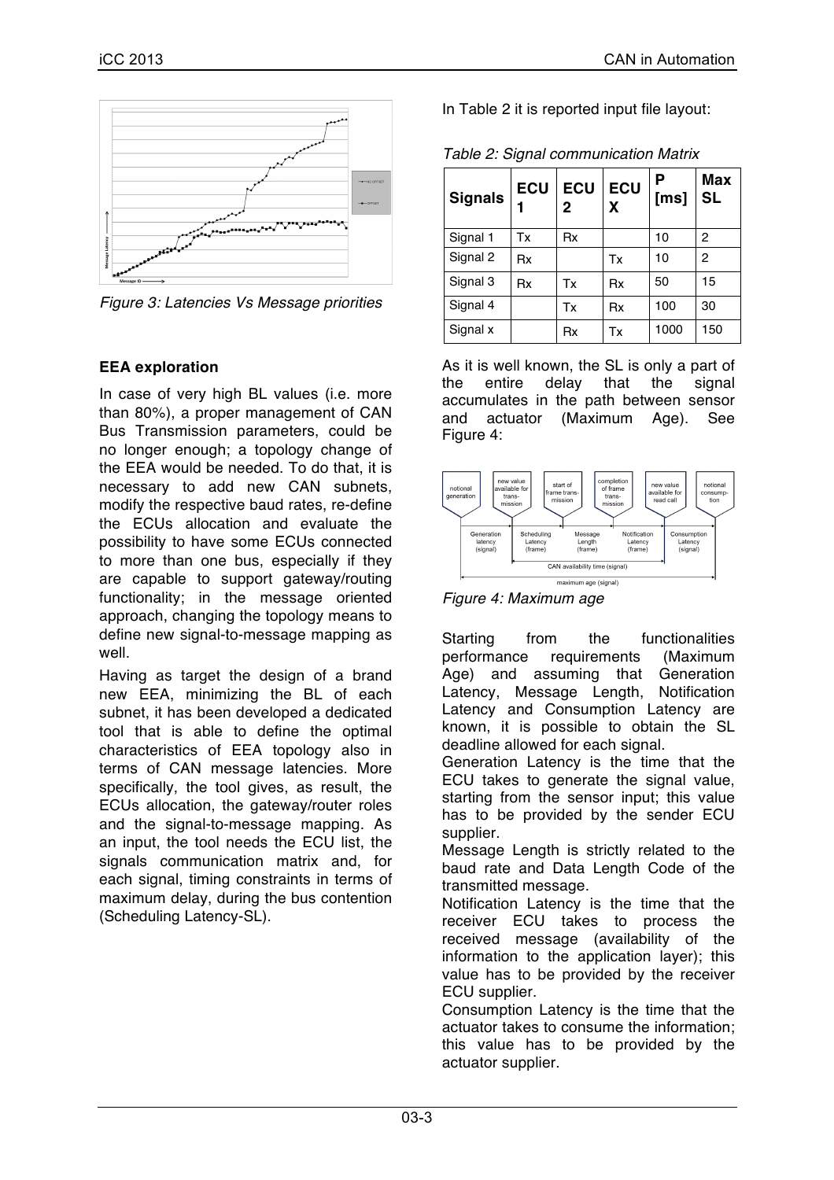Figure 3: Latencies Vs Message priorities

**EEA exploration**

In case of very high BL values (i.e. more than 80%), a proper management of CAN Bus Transmission parameters, could be no longer enough; a topology change of the EEA would be needed. To do that, it is necessary to add new CAN subnets, modify the respective baud rates, re-define the ECUs allocation and evaluate the possibility to have some ECUs connected to more than one bus, especially if they are capable to support gateway/routing functionality; in the message oriented approach, changing the topology means to define new signal-to-message mapping as well.

Having as target the design of a brand new EEA, minimizing the BL of each subnet, it has been developed a dedicated tool that is able to define the optimal characteristics of EEA topology also in terms of CAN message latencies. More specifically, the tool gives, as result, the ECUs allocation, the gateway/router roles and the signal-to-message mapping. As an input, the tool needs the ECU list, the signals communication matrix and, for each signal, timing constraints in terms of maximum delay, during the bus contention (Scheduling Latency-SL).

In Table 2 it is reported input file layout:

*Table 2: Signal communication Matrix*

| Signals | ECU 1 | ECU 2 | ECU X | P [ms] | Max SL |
|---|---|---|---|---|---|
| Signal 1 | Tx | Rx | | 10 | 2 |
| Signal 2 | Rx | | Tx | 10 | 2 |
| Signal 3 | Rx | Tx | Rx | 50 | 15 |
| Signal 4 | | Tx | Rx | 100 | 30 |
| Signal x | | Rx | Tx | 1000 | 150 |

As it is well known, the SL is only a part of the entire delay that the signal accumulates in the path between sensor and actuator (Maximum Age). See Figure 4:

*Figure 4: Maximum age*

Starting from the functionalities performance requirements (Maximum Age) and assuming that Generation Latency, Message Length, Notification Latency and Consumption Latency are known, it is possible to obtain the SL deadline allowed for each signal.

Generation Latency is the time that the ECU takes to generate the signal value, starting from the sensor input; this value has to be provided by the sender ECU supplier.

Message Length is strictly related to the baud rate and Data Length Code of the transmitted message.

Notification Latency is the time that the receiver ECU takes to process the received message (availability of the information to the application layer); this value has to be provided by the receiver ECU supplier.

Consumption Latency is the time that the actuator takes to consume the information; this value has to be provided by the actuator supplier.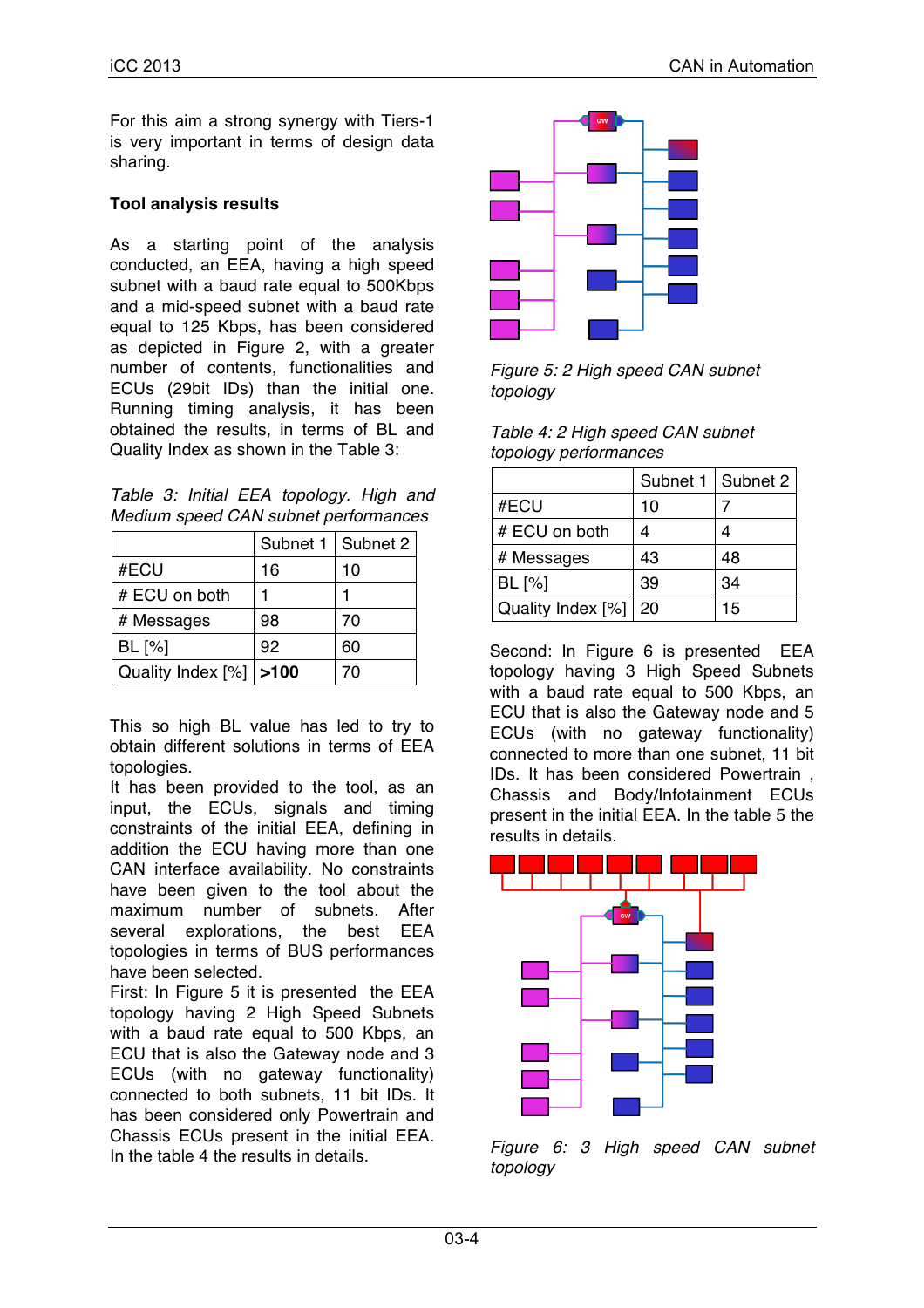For this aim a strong synergy with Tiers-1 is very important in terms of design data sharing.

**Tool analysis results**

As a starting point of the analysis conducted, an EEA, having a high speed subnet with a baud rate equal to 500Kbps and a mid-speed subnet with a baud rate equal to 125 Kbps, has been considered as depicted in Figure 2, with a greater number of contents, functionalities and ECUs (29bit IDs) than the initial one. Running timing analysis, it has been obtained the results, in terms of BL and Quality Index as shown in the Table 3:

*Table 3: Initial EEA topology. High and Medium speed CAN subnet performances*

| | Subnet 1 | Subnet 2 |
|---|---|---|
| #ECU | 16 | 10 |
| # ECU on both | 1 | 1 |
| # Messages | 98 | 70 |
| BL [%] | 92 | 60 |
| Quality Index [%] | **>100** | 70 |

This so high BL value has led to try to obtain different solutions in terms of EEA topologies.

It has been provided to the tool, as an input, the ECUs, signals and timing constraints of the initial EEA, defining in addition the ECU having more than one CAN interface availability. No constraints have been given to the tool about the maximum number of subnets. After several explorations, the best EEA topologies in terms of BUS performances have been selected.

First: In Figure 5 it is presented the EEA topology having 2 High Speed Subnets with a baud rate equal to 500 Kbps, an ECU that is also the Gateway node and 3 ECUs (with no gateway functionality) connected to both subnets, 11 bit IDs. It has been considered only Powertrain and Chassis ECUs present in the initial EEA. In the table 4 the results in details.

*Figure 5: 2 High speed CAN subnet topology*

*Table 4: 2 High speed CAN subnet topology performances*

| | Subnet 1 | Subnet 2 |
|---|---|---|
| #ECU | 10 | 7 |
| # ECU on both | 4 | 4 |
| # Messages | 43 | 48 |
| BL [%] | 39 | 34 |
| Quality Index [%] | 20 | 15 |

Second: In Figure 6 is presented EEA topology having 3 High Speed Subnets with a baud rate equal to 500 Kbps, an ECU that is also the Gateway node and 5 ECUs (with no gateway functionality) connected to more than one subnet, 11 bit IDs. It has been considered Powertrain , Chassis and Body/Infotainment ECUs present in the initial EEA. In the table 5 the results in details.

*Figure 6: 3 High speed CAN subnet topology*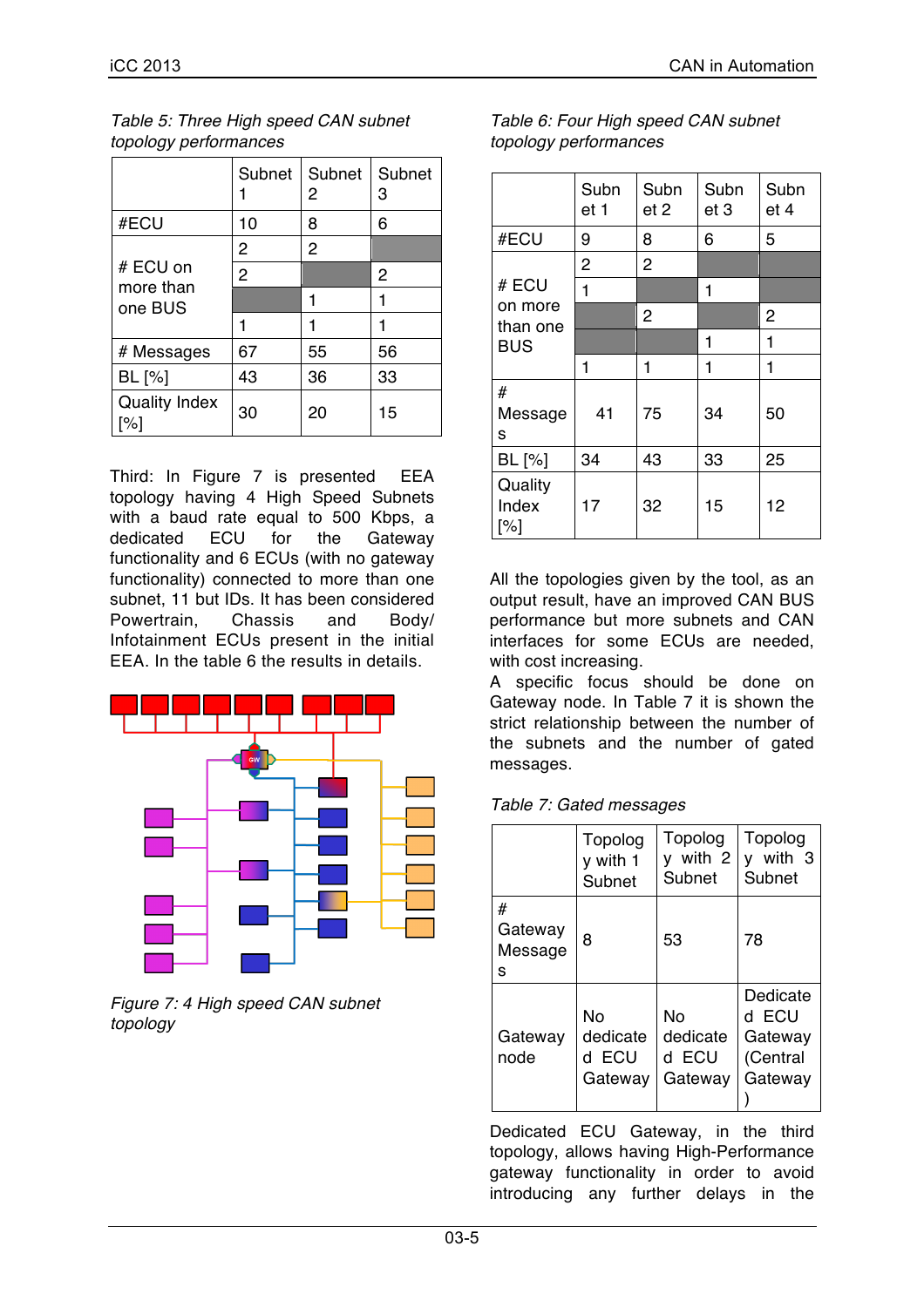*Table 5: Three High speed CAN subnet topology performances*

| | Subnet 1 | Subnet 2 | Subnet 3 |
|---|---|---|---|
| #ECU | 10 | 8 | 6 |
| # ECU on more than one BUS | 2 | 2 | |
| | 2 | | 2 |
| | | 1 | 1 |
| | 1 | 1 | 1 |
| # Messages | 67 | 55 | 56 |
| BL [%] | 43 | 36 | 33 |
| Quality Index [%] | 30 | 20 | 15 |

Third: In Figure 7 is presented EEA topology having 4 High Speed Subnets with a baud rate equal to 500 Kbps, a dedicated ECU for the Gateway functionality and 6 ECUs (with no gateway functionality) connected to more than one subnet, 11 but IDs. It has been considered Powertrain, Chassis and Body/ Infotainment ECUs present in the initial EEA. In the table 6 the results in details.

*Figure 7: 4 High speed CAN subnet topology*

*Table 6: Four High speed CAN subnet topology performances*

| | Subnet 1 | Subnet 2 | Subnet 3 | Subnet 4 |
|---|---|---|---|---|
| #ECU | 9 | 8 | 6 | 5 |
| # ECU on more than one BUS | 2 | 2 | | |
| | 1 | | 1 | |
| | | 2 | | 2 |
| | | | 1 | 1 |
| | 1 | 1 | 1 | 1 |
| # Messages | 41 | 75 | 34 | 50 |
| BL [%] | 34 | 43 | 33 | 25 |
| Quality Index [%] | 17 | 32 | 15 | 12 |

All the topologies given by the tool, as an output result, have an improved CAN BUS performance but more subnets and CAN interfaces for some ECUs are needed, with cost increasing.

A specific focus should be done on Gateway node. In Table 7 it is shown the strict relationship between the number of the subnets and the number of gated messages.

*Table 7: Gated messages*

| | Topology with 1 Subnet | Topology with 2 Subnet | Topology with 3 Subnet |
|---|---|---|---|
| # Gateway Messages | 8 | 53 | 78 |
| Gateway node | No dedicated ECU Gateway | No dedicated ECU Gateway | Dedicated ECU Gateway (Central Gateway) |

Dedicated ECU Gateway, in the third topology, allows having High-Performance gateway functionality in order to avoid introducing any further delays in the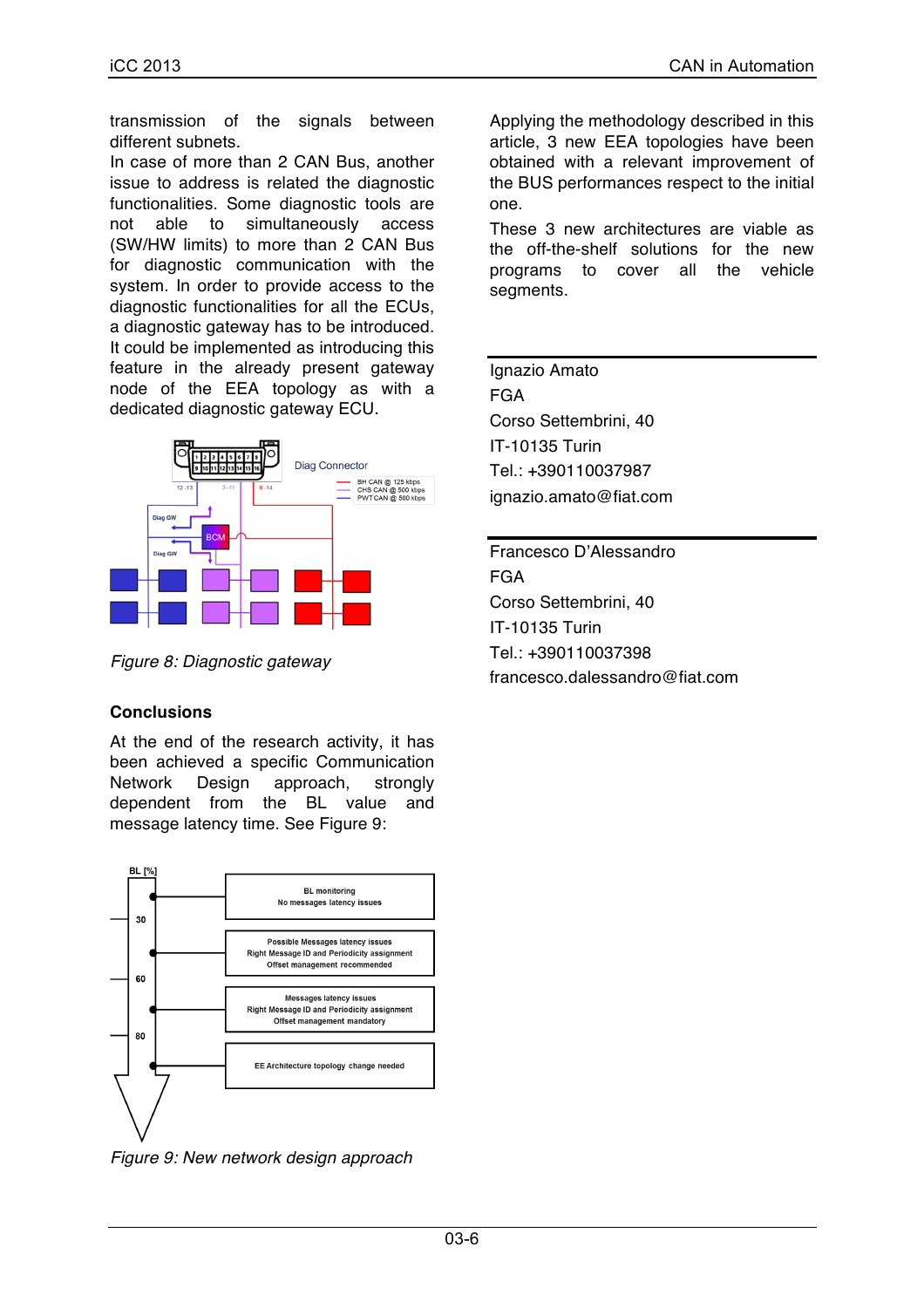transmission of the signals between different subnets.
In case of more than 2 CAN Bus, another issue to address is related the diagnostic functionalities. Some diagnostic tools are not able to simultaneously access (SW/HW limits) to more than 2 CAN Bus for diagnostic communication with the system. In order to provide access to the diagnostic functionalities for all the ECUs, a diagnostic gateway has to be introduced. It could be implemented as introducing this feature in the already present gateway node of the EEA topology as with a dedicated diagnostic gateway ECU.

Diag Connector

BH CAN @ 125 kbps
CHS CAN @ 500 kbps
PWT CAN @ 500 kbps

12-13
3-11
6-14

Diag GW
BCM
Diag GW

*Figure 8: Diagnostic gateway*

## Conclusions

At the end of the research activity, it has been achieved a specific Communication Network Design approach, strongly dependent from the BL value and message latency time. See Figure 9:

BL [%]

30

60

80

BL monitoring
No messages latency issues

Possible Messages latency issues
Right Message ID and Periodicity assignment
Offset management recommended

Messages latency issues
Right Message ID and Periodicity assignment
Offset management mandatory

EE Architecture topology change needed

*Figure 9: New network design approach*

Applying the methodology described in this article, 3 new EEA topologies have been obtained with a relevant improvement of the BUS performances respect to the initial one.

These 3 new architectures are viable as the off-the-shelf solutions for the new programs to cover all the vehicle segments.

---

Ignazio Amato
FGA
Corso Settembrini, 40
IT-10135 Turin
Tel.: +390110037987
ignazio.amato@fiat.com

---

Francesco D'Alessandro
FGA
Corso Settembrini, 40
IT-10135 Turin
Tel.: +390110037398
francesco.dalessandro@fiat.com